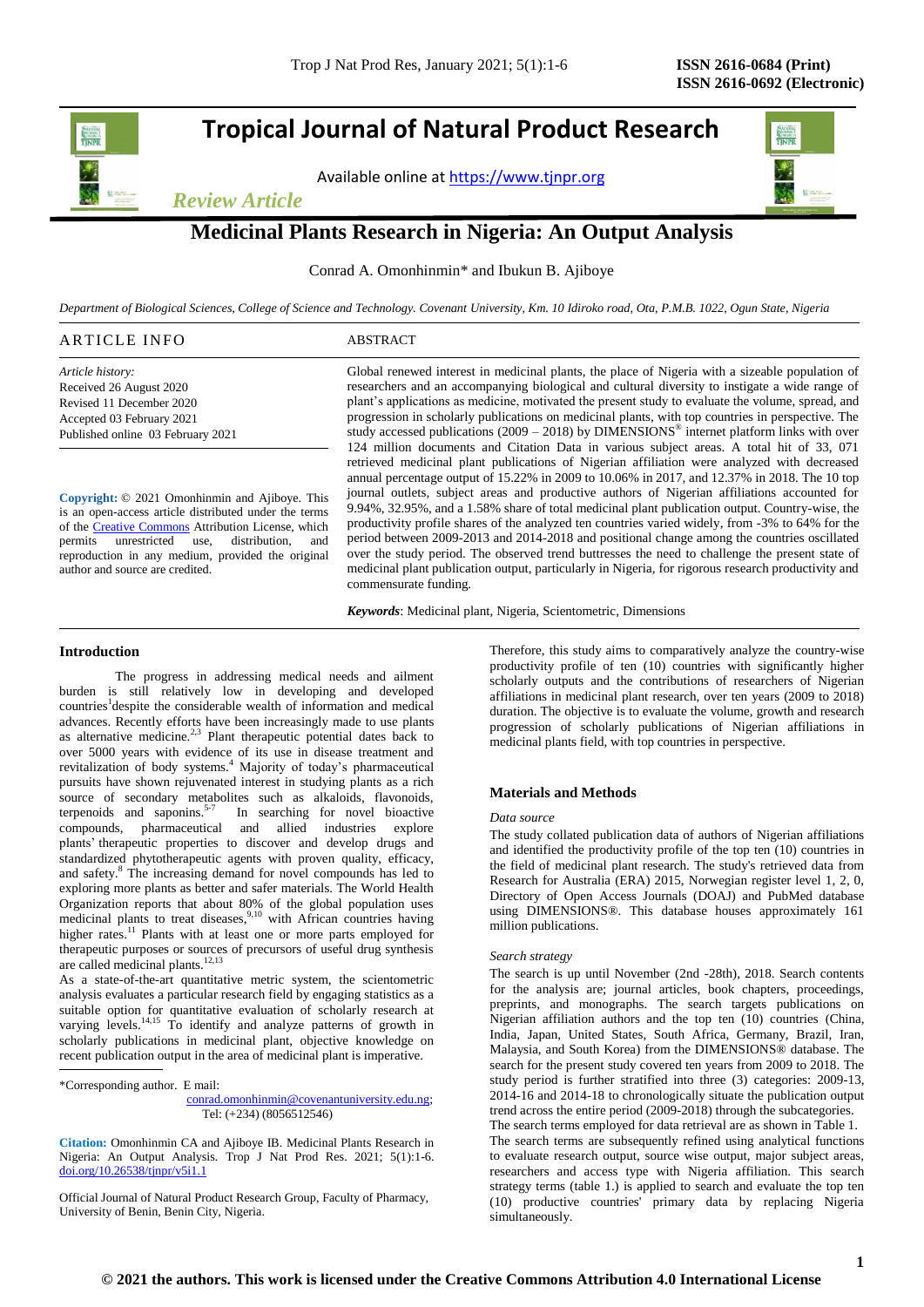# Tropical Journal of Natural Product Research

Available online at https://www.tjnpr.org

*Review Article*

# Medicinal Plants Research in Nigeria: An Output Analysis

Conrad A. Omonhinmin* and Ibukun B. Ajiboye

*Department of Biological Sciences, College of Science and Technology. Covenant University, Km. 10 Idiroko road, Ota, P.M.B. 1022, Ogun State, Nigeria*

## ARTICLE INFO

*Article history:*
Received 26 August 2020
Revised 11 December 2020
Accepted 03 February 2021
Published online 03 February 2021

**Copyright:** © 2021 Omonhinmin and Ajiboye. This is an open-access article distributed under the terms of the Creative Commons Attribution License, which permits unrestricted use, distribution, and reproduction in any medium, provided the original author and source are credited.

## ABSTRACT

Global renewed interest in medicinal plants, the place of Nigeria with a sizeable population of researchers and an accompanying biological and cultural diversity to instigate a wide range of plant's applications as medicine, motivated the present study to evaluate the volume, spread, and progression in scholarly publications on medicinal plants, with top countries in perspective. The study accessed publications (2009 – 2018) by DIMENSIONS® internet platform links with over 124 million documents and Citation Data in various subject areas. A total hit of 33, 071 retrieved medicinal plant publications of Nigerian affiliation were analyzed with decreased annual percentage output of 15.22% in 2009 to 10.06% in 2017, and 12.37% in 2018. The 10 top journal outlets, subject areas and productive authors of Nigerian affiliations accounted for 9.94%, 32.95%, and a 1.58% share of total medicinal plant publication output. Country-wise, the productivity profile shares of the analyzed ten countries varied widely, from -3% to 64% for the period between 2009-2013 and 2014-2018 and positional change among the countries oscillated over the study period. The observed trend buttresses the need to challenge the present state of medicinal plant publication output, particularly in Nigeria, for rigorous research productivity and commensurate funding.

***Keywords***: Medicinal plant, Nigeria, Scientometric, Dimensions

## Introduction

The progress in addressing medical needs and ailment burden is still relatively low in developing and developed countries[1]despite the considerable wealth of information and medical advances. Recently efforts have been increasingly made to use plants as alternative medicine.[2,3] Plant therapeutic potential dates back to over 5000 years with evidence of its use in disease treatment and revitalization of body systems.[4] Majority of today's pharmaceutical pursuits have shown rejuvenated interest in studying plants as a rich source of secondary metabolites such as alkaloids, flavonoids, terpenoids and saponins.[5-7] In searching for novel bioactive compounds, pharmaceutical and allied industries explore plants' therapeutic properties to discover and develop drugs and standardized phytotherapeutic agents with proven quality, efficacy, and safety.[8] The increasing demand for novel compounds has led to exploring more plants as better and safer materials. The World Health Organization reports that about 80% of the global population uses medicinal plants to treat diseases,[9,10] with African countries having higher rates.[11] Plants with at least one or more parts employed for therapeutic purposes or sources of precursors of useful drug synthesis are called medicinal plants.[12,13]

As a state-of-the-art quantitative metric system, the scientometric analysis evaluates a particular research field by engaging statistics as a suitable option for quantitative evaluation of scholarly research at varying levels.[14,15] To identify and analyze patterns of growth in scholarly publications in medicinal plant, objective knowledge on recent publication output in the area of medicinal plant is imperative.

Therefore, this study aims to comparatively analyze the country-wise productivity profile of ten (10) countries with significantly higher scholarly outputs and the contributions of researchers of Nigerian affiliations in medicinal plant research, over ten years (2009 to 2018) duration. The objective is to evaluate the volume, growth and research progression of scholarly publications of Nigerian affiliations in medicinal plants field, with top countries in perspective.

## Materials and Methods

### *Data source*

The study collated publication data of authors of Nigerian affiliations and identified the productivity profile of the top ten (10) countries in the field of medicinal plant research. The study's retrieved data from Research for Australia (ERA) 2015, Norwegian register level 1, 2, 0, Directory of Open Access Journals (DOAJ) and PubMed database using DIMENSIONS®. This database houses approximately 161 million publications.

### *Search strategy*

The search is up until November (2nd -28th), 2018. Search contents for the analysis are; journal articles, book chapters, proceedings, preprints, and monographs. The search targets publications on Nigerian affiliation authors and the top ten (10) countries (China, India, Japan, United States, South Africa, Germany, Brazil, Iran, Malaysia, and South Korea) from the DIMENSIONS® database. The search for the present study covered ten years from 2009 to 2018. The study period is further stratified into three (3) categories: 2009-13, 2014-16 and 2014-18 to chronologically situate the publication output trend across the entire period (2009-2018) through the subcategories.

The search terms employed for data retrieval are as shown in Table 1. The search terms are subsequently refined using analytical functions to evaluate research output, source wise output, major subject areas, researchers and access type with Nigeria affiliation. This search strategy terms (table 1.) is applied to search and evaluate the top ten (10) productive countries' primary data by replacing Nigeria simultaneously.

*Corresponding author. E mail: conrad.omonhinmin@covenantuniversity.edu.ng; Tel: (+234) (8056512546)

**Citation:** Omonhinmin CA and Ajiboye IB. Medicinal Plants Research in Nigeria: An Output Analysis. Trop J Nat Prod Res. 2021; 5(1):1-6. doi.org/10.26538/tjnpr/v5i1.1

Official Journal of Natural Product Research Group, Faculty of Pharmacy, University of Benin, Benin City, Nigeria.

**© 2021 the authors. This work is licensed under the Creative Commons Attribution 4.0 International License**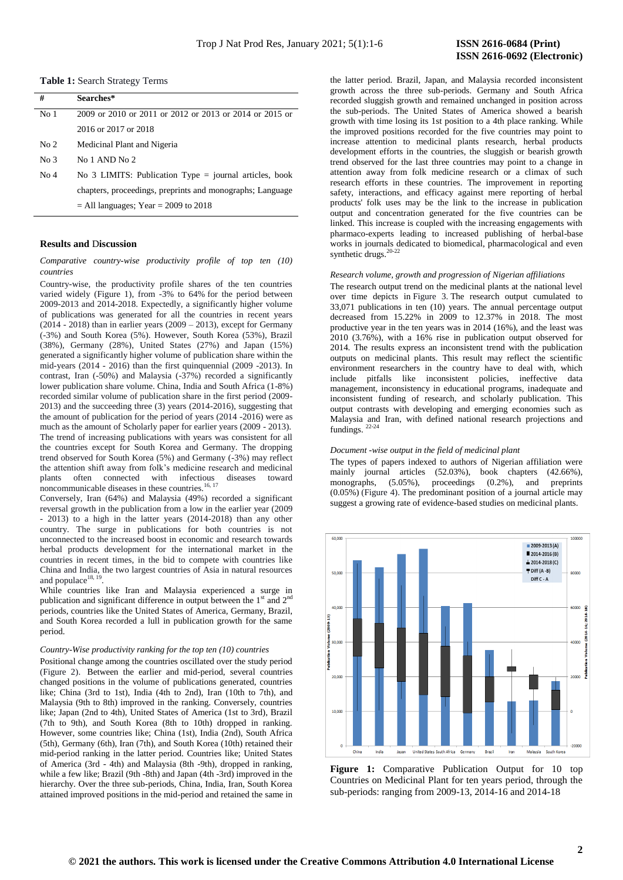**Table 1:** Search Strategy Terms

| # | Searches* |
|---|---|
| No 1 | 2009 or 2010 or 2011 or 2012 or 2013 or 2014 or 2015 or 2016 or 2017 or 2018 |
| No 2 | Medicinal Plant and Nigeria |
| No 3 | No 1 AND No 2 |
| No 4 | No 3 LIMITS: Publication Type = journal articles, book chapters, proceedings, preprints and monographs; Language = All languages; Year = 2009 to 2018 |

## Results and Discussion

*Comparative country-wise productivity profile of top ten (10) countries*

Country-wise, the productivity profile shares of the ten countries varied widely (Figure 1), from -3% to 64% for the period between 2009-2013 and 2014-2018. Expectedly, a significantly higher volume of publications was generated for all the countries in recent years (2014 - 2018) than in earlier years (2009 – 2013), except for Germany (-3%) and South Korea (5%). However, South Korea (53%), Brazil (38%), Germany (28%), United States (27%) and Japan (15%) generated a significantly higher volume of publication share within the mid-years (2014 - 2016) than the first quinquennial (2009 -2013). In contrast, Iran (-50%) and Malaysia (-37%) recorded a significantly lower publication share volume. China, India and South Africa (1-8%) recorded similar volume of publication share in the first period (2009-2013) and the succeeding three (3) years (2014-2016), suggesting that the amount of publication for the period of years (2014 -2016) were as much as the amount of Scholarly paper for earlier years (2009 - 2013). The trend of increasing publications with years was consistent for all the countries except for South Korea and Germany. The dropping trend observed for South Korea (5%) and Germany (-3%) may reflect the attention shift away from folk's medicine research and medicinal plants often connected with infectious diseases toward noncommunicable diseases in these countries.[16, 17]

Conversely, Iran (64%) and Malaysia (49%) recorded a significant reversal growth in the publication from a low in the earlier year (2009 - 2013) to a high in the latter years (2014-2018) than any other country. The surge in publications for both countries is not unconnected to the increased boost in economic and research towards herbal products development for the international market in the bid to compete with countries like China and India, the two largest countries of Asia in natural resources and populace[18, 19].

While countries like Iran and Malaysia experienced a surge in publication and significant difference in output between the 1st and 2nd periods, countries like the United States of America, Germany, Brazil, and South Korea recorded a lull in publication growth for the same period.

*Country-Wise productivity ranking for the top ten (10) countries*

Positional change among the countries oscillated over the study period (Figure 2). Between the earlier and mid-period, several countries changed positions in the volume of publications generated, countries like; China (3rd to 1st), India (4th to 2nd), Iran (10th to 7th), and Malaysia (9th to 8th) improved in the ranking. Conversely, countries like; Japan (2nd to 4th), United States of America (1st to 3rd), Brazil (7th to 9th), and South Korea (8th to 10th) dropped in ranking. However, some countries like; China (1st), India (2nd), South Africa (5th), Germany (6th), Iran (7th), and South Korea (10th) retained their mid-period ranking in the latter period. Countries like; United States of America (3rd - 4th) and Malaysia (8th -9th), dropped in ranking, while a few like; Brazil (9th -8th) and Japan (4th -3rd) improved in the hierarchy. Over the three sub-periods, China, India, Iran, South Korea attained improved positions in the mid-period and retained the same in the latter period. Brazil, Japan, and Malaysia recorded inconsistent growth across the three sub-periods. Germany and South Africa recorded sluggish growth and remained unchanged in position across the sub-periods. The United States of America showed a bearish growth with time losing its 1st position to a 4th place ranking. While the improved positions recorded for the five countries may point to increase attention to medicinal plants research, herbal products development efforts in the countries, the sluggish or bearish growth trend observed for the last three countries may point to a change in attention away from folk medicine research or a climax of such research efforts in these countries. The improvement in reporting safety, interactions, and efficacy against mere reporting of herbal products' folk uses may be the link to the increase in publication output and concentration generated for the five countries can be linked. This increase is coupled with the increasing engagements with pharmaco-experts leading to increased publishing of herbal-base works in journals dedicated to biomedical, pharmacological and even synthetic drugs.[20-22]

*Research volume, growth and progression of Nigerian affiliations*

The research output trend on the medicinal plants at the national level over time depicts in Figure 3. The research output cumulated to 33,071 publications in ten (10) years. The annual percentage output decreased from 15.22% in 2009 to 12.37% in 2018. The most productive year in the ten years was in 2014 (16%), and the least was 2010 (3.76%), with a 16% rise in publication output observed for 2014. The results express an inconsistent trend with the publication outputs on medicinal plants. This result may reflect the scientific environment researchers in the country have to deal with, which include pitfalls like inconsistent policies, ineffective data management, inconsistency in educational programs, inadequate and inconsistent funding of research, and scholarly publication. This output contrasts with developing and emerging economies such as Malaysia and Iran, with defined national research projections and fundings. [22-24]

*Document -wise output in the field of medicinal plant*

The types of papers indexed to authors of Nigerian affiliation were mainly journal articles (52.03%), book chapters (42.66%), monographs, (5.05%), proceedings (0.2%), and preprints (0.05%) (Figure 4). The predominant position of a journal article may suggest a growing rate of evidence-based studies on medicinal plants.

**Figure 1:** Comparative Publication Output for 10 top Countries on Medicinal Plant for ten years period, through the sub-periods: ranging from 2009-13, 2014-16 and 2014-18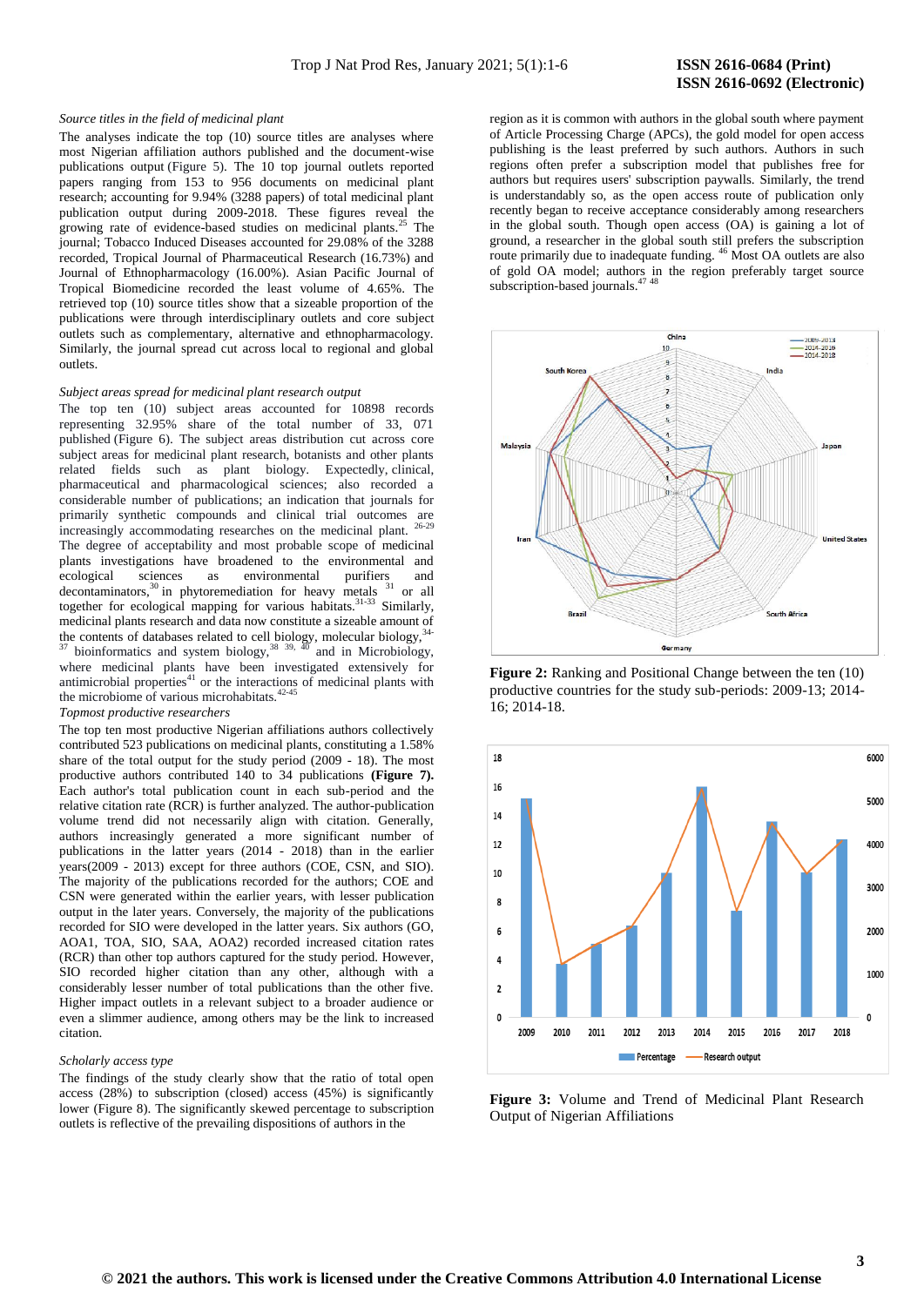*Source titles in the field of medicinal plant*

The analyses indicate the top (10) source titles are analyses where most Nigerian affiliation authors published and the document-wise publications output (Figure 5). The 10 top journal outlets reported papers ranging from 153 to 956 documents on medicinal plant research; accounting for 9.94% (3288 papers) of total medicinal plant publication output during 2009-2018. These figures reveal the growing rate of evidence-based studies on medicinal plants.[25] The journal; Tobacco Induced Diseases accounted for 29.08% of the 3288 recorded, Tropical Journal of Pharmaceutical Research (16.73%) and Journal of Ethnopharmacology (16.00%). Asian Pacific Journal of Tropical Biomedicine recorded the least volume of 4.65%. The retrieved top (10) source titles show that a sizeable proportion of the publications were through interdisciplinary outlets and core subject outlets such as complementary, alternative and ethnopharmacology. Similarly, the journal spread cut across local to regional and global outlets.

*Subject areas spread for medicinal plant research output*

The top ten (10) subject areas accounted for 10898 records representing 32.95% share of the total number of 33, 071 published (Figure 6). The subject areas distribution cut across core subject areas for medicinal plant research, botanists and other plants related fields such as plant biology. Expectedly, clinical, pharmaceutical and pharmacological sciences; also recorded a considerable number of publications; an indication that journals for primarily synthetic compounds and clinical trial outcomes are increasingly accommodating researches on the medicinal plant.[26-29] The degree of acceptability and most probable scope of medicinal plants investigations have broadened to the environmental and ecological sciences as environmental purifiers and decontaminators,[30] in phytoremediation for heavy metals [31] or all together for ecological mapping for various habitats.[31-33] Similarly, medicinal plants research and data now constitute a sizeable amount of the contents of databases related to cell biology, molecular biology,[34-37] bioinformatics and system biology,[38, 39, 40] and in Microbiology, where medicinal plants have been investigated extensively for antimicrobial properties[41] or the interactions of medicinal plants with the microbiome of various microhabitats.[42-45]

*Topmost productive researchers*

The top ten most productive Nigerian affiliations authors collectively contributed 523 publications on medicinal plants, constituting a 1.58% share of the total output for the study period (2009 - 18). The most productive authors contributed 140 to 34 publications **(Figure 7).** Each author's total publication count in each sub-period and the relative citation rate (RCR) is further analyzed. The author-publication volume trend did not necessarily align with citation. Generally, authors increasingly generated a more significant number of publications in the latter years (2014 - 2018) than in the earlier years(2009 - 2013) except for three authors (COE, CSN, and SIO). The majority of the publications recorded for the authors; COE and CSN were generated within the earlier years, with lesser publication output in the later years. Conversely, the majority of the publications recorded for SIO were developed in the latter years. Six authors (GO, AOA1, TOA, SIO, SAA, AOA2) recorded increased citation rates (RCR) than other top authors captured for the study period. However, SIO recorded higher citation than any other, although with a considerably lesser number of total publications than the other five. Higher impact outlets in a relevant subject to a broader audience or even a slimmer audience, among others may be the link to increased citation.

*Scholarly access type*

The findings of the study clearly show that the ratio of total open access (28%) to subscription (closed) access (45%) is significantly lower (Figure 8). The significantly skewed percentage to subscription outlets is reflective of the prevailing dispositions of authors in the region as it is common with authors in the global south where payment of Article Processing Charge (APCs), the gold model for open access publishing is the least preferred by such authors. Authors in such regions often prefer a subscription model that publishes free for authors but requires users' subscription paywalls. Similarly, the trend is understandably so, as the open access route of publication only recently began to receive acceptance considerably among researchers in the global south. Though open access (OA) is gaining a lot of ground, a researcher in the global south still prefers the subscription route primarily due to inadequate funding. [46] Most OA outlets are also of gold OA model; authors in the region preferably target source subscription-based journals.[47 48]

**Figure 2:** Ranking and Positional Change between the ten (10) productive countries for the study sub-periods: 2009-13; 2014-16; 2014-18.

**Figure 3:** Volume and Trend of Medicinal Plant Research Output of Nigerian Affiliations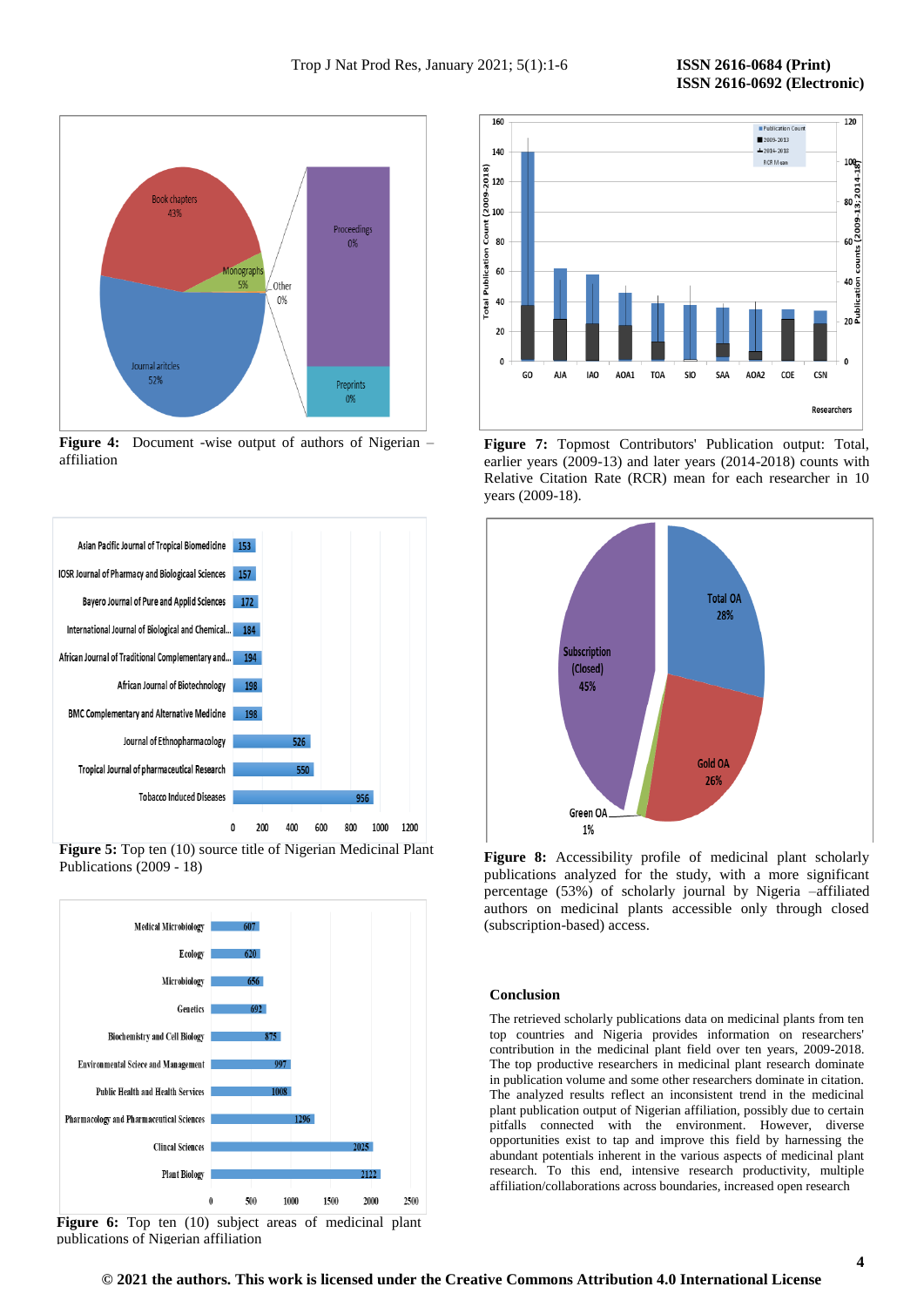**Figure 4:** Document -wise output of authors of Nigerian –affiliation

**Figure 5:** Top ten (10) source title of Nigerian Medicinal Plant Publications (2009 - 18)

**Figure 6:** Top ten (10) subject areas of medicinal plant publications of Nigerian affiliation

**Figure 7:** Topmost Contributors' Publication output: Total, earlier years (2009-13) and later years (2014-2018) counts with Relative Citation Rate (RCR) mean for each researcher in 10 years (2009-18).

**Figure 8:** Accessibility profile of medicinal plant scholarly publications analyzed for the study, with a more significant percentage (53%) of scholarly journal by Nigeria –affiliated authors on medicinal plants accessible only through closed (subscription-based) access.

## Conclusion

The retrieved scholarly publications data on medicinal plants from ten top countries and Nigeria provides information on researchers' contribution in the medicinal plant field over ten years, 2009-2018. The top productive researchers in medicinal plant research dominate in publication volume and some other researchers dominate in citation. The analyzed results reflect an inconsistent trend in the medicinal plant publication output of Nigerian affiliation, possibly due to certain pitfalls connected with the environment. However, diverse opportunities exist to tap and improve this field by harnessing the abundant potentials inherent in the various aspects of medicinal plant research. To this end, intensive research productivity, multiple affiliation/collaborations across boundaries, increased open research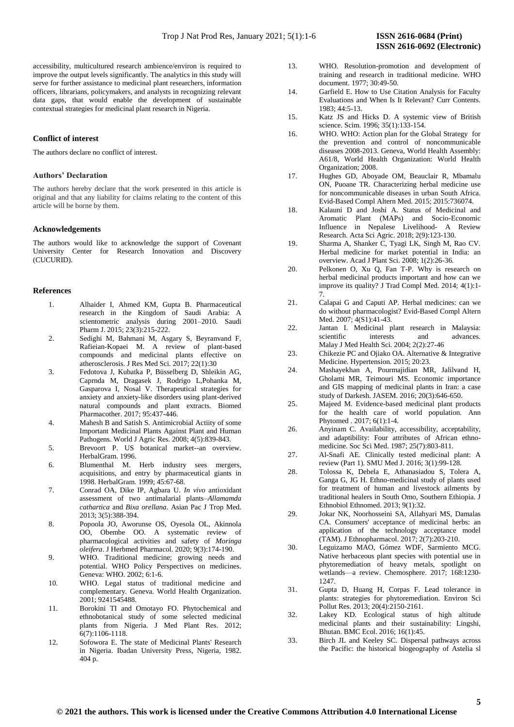accessibility, multicultured research ambience/environ is required to improve the output levels significantly. The analytics in this study will serve for further assistance to medicinal plant researchers, information officers, librarians, policymakers, and analysts in recognizing relevant data gaps, that would enable the development of sustainable contextual strategies for medicinal plant research in Nigeria.

## Conflict of interest

The authors declare no conflict of interest.

## Authors' Declaration

The authors hereby declare that the work presented in this article is original and that any liability for claims relating to the content of this article will be borne by them.

## Acknowledgements

The authors would like to acknowledge the support of Covenant University Center for Research Innovation and Discovery (CUCURID).

## References

1. Alhaider I, Ahmed KM, Gupta B. Pharmaceutical research in the Kingdom of Saudi Arabia: A scientometric analysis during 2001–2010. Saudi Pharm J. 2015; 23(3):215-222.
2. Sedighi M, Bahmani M, Asgary S, Beyranvand F, Rafieian-Kopaei M. A review of plant-based compounds and medicinal plants effective on atherosclerosis. J Res Med Sci. 2017; 22(1):30
3. Fedotova J, Kubatka P, Büsselberg D, Shleikin AG, Caprnda M, Dragasek J, Rodrigo L,Pohanka M, Gasparova I, Nosal V. Therapeutical strategies for anxiety and anxiety-like disorders using plant-derived natural compounds and plant extracts. Biomed Pharmacother. 2017; 95:437-446.
4. Mahesh B and Satish S. Antimicrobial Actiity of some Important Medicinal Plants Against Plant and Human Pathogens. World J Agric Res. 2008; 4(5):839-843.
5. Brevoort P. US botanical market--an overview. HerbalGram. 1996.
6. Blumenthal M. Herb industry sees mergers, acquisitions, and entry by pharmaceutical giants in 1998. HerbalGram. 1999; 45:67-68.
7. Conrad OA, Dike IP, Agbara U. *In vivo* antioxidant assessment of two antimalarial plants–*Allamamda cathartica* and *Bixa orellana*. Asian Pac J Trop Med. 2013; 3(5):388-394.
8. Popoola JO, Aworunse OS, Oyesola OL, Akinnola OO, Obembe OO. A systematic review of pharmacological activities and safety of *Moringa oleifera*. J Herbmed Pharmacol. 2020; 9(3):174-190.
9. WHO. Traditional medicine; growing needs and potential. WHO Policy Perspectives on medicines. Geneva: WHO. 2002; 6:1-6.
10. WHO. Legal status of traditional medicine and complementary. Geneva. World Health Organization. 2001; 9241545488.
11. Borokini TI and Omotayo FO. Phytochemical and ethnobotanical study of some selected medicinal plants from Nigeria. J Med Plant Res. 2012; 6(7):1106-1118.
12. Sofowora E. The state of Medicinal Plants' Research in Nigeria. Ibadan University Press, Nigeria, 1982. 404 p.
13. WHO. Resolution-promotion and development of training and research in traditional medicine. WHO document. 1977; 30:49-50.
14. Garfield E. How to Use Citation Analysis for Faculty Evaluations and When Is It Relevant? Curr Contents. 1983; 44:5-13.
15. Katz JS and Hicks D. A systemic view of British science. Scim. 1996; 35(1):133-154.
16. WHO. WHO: Action plan for the Global Strategy for the prevention and control of noncommunicable diseases 2008-2013. Geneva, World Health Assembly: A61/8, World Health Organization: World Health Organization; 2008.
17. Hughes GD, Aboyade OM, Beauclair R, Mbamalu ON, Puoane TR. Characterizing herbal medicine use for noncommunicable diseases in urban South Africa. Evid-Based Compl Altern Med. 2015; 2015:736074.
18. Kalauni D and Joshi A. Status of Medicinal and Aromatic Plant (MAPs) and Socio-Economic Influence in Nepalese Livelihood- A Review Research. Acta Sci Agric. 2018; 2(9):123-130.
19. Sharma A, Shanker C, Tyagi LK, Singh M, Rao CV. Herbal medicine for market potential in India: an overview. Acad J Plant Sci. 2008; 1(2):26-36.
20. Pelkonen O, Xu Q, Fan T-P. Why is research on herbal medicinal products important and how can we improve its quality? J Trad Compl Med. 2014; 4(1):1-7.
21. Calapai G and Caputi AP. Herbal medicines: can we do without pharmacologist? Evid-Based Compl Altern Med. 2007; 4(S1):41-43.
22. Jantan I. Medicinal plant research in Malaysia: scientific interests and advances. Malay J Med Health Sci. 2004; 2(2):27-46
23. Chikezie PC and Ojiako OA. Alternative & Integrative Medicine. Hypertension. 2015; 20:23.
24. Mashayekhan A, Pourmajidian MR, Jalilvand H, Gholami MR, Teimouri MS. Economic importance and GIS mapping of medicinal plants in Iran: a case study of Darkesh. JASEM. 2016; 20(3):646-650.
25. Majeed M. Evidence-based medicinal plant products for the health care of world population. Ann Phytomed . 2017; 6(1):1-4.
26. Anyinam C. Availability, accessibility, acceptability, and adaptibility: Four attributes of African ethno-medicine. Soc Sci Med. 1987; 25(7):803-811.
27. Al-Snafi AE. Clinically tested medicinal plant: A review (Part 1). SMU Med J. 2016; 3(1):99-128.
28. Tolossa K, Debela E, Athanasiadou S, Tolera A, Ganga G, JG H. Ethno-medicinal study of plants used for treatment of human and livestock ailments by traditional healers in South Omo, Southern Ethiopia. J Ethnobiol Ethnomed. 2013; 9(1):32.
29. Jokar NK, Noorhosseini SA, Allahyari MS, Damalas CA. Consumers' acceptance of medicinal herbs: an application of the technology acceptance model (TAM). J Ethnopharmacol. 2017; 2(7):203-210.
30. Leguizamo MAO, Gómez WDF, Sarmiento MCG. Native herbaceous plant species with potential use in phytoremediation of heavy metals, spotlight on wetlands—a review. Chemosphere. 2017; 168:1230-1247.
31. Gupta D, Huang H, Corpas F. Lead tolerance in plants: strategies for phytoremediation. Environ Sci Pollut Res. 2013; 20(4):2150-2161.
32. Lakey KD. Ecological status of high altitude medicinal plants and their sustainability: Lingshi, Bhutan. BMC Ecol. 2016; 16(1):45.
33. Birch JL and Keeley SC. Dispersal pathways across the Pacific: the historical biogeography of Astelia sl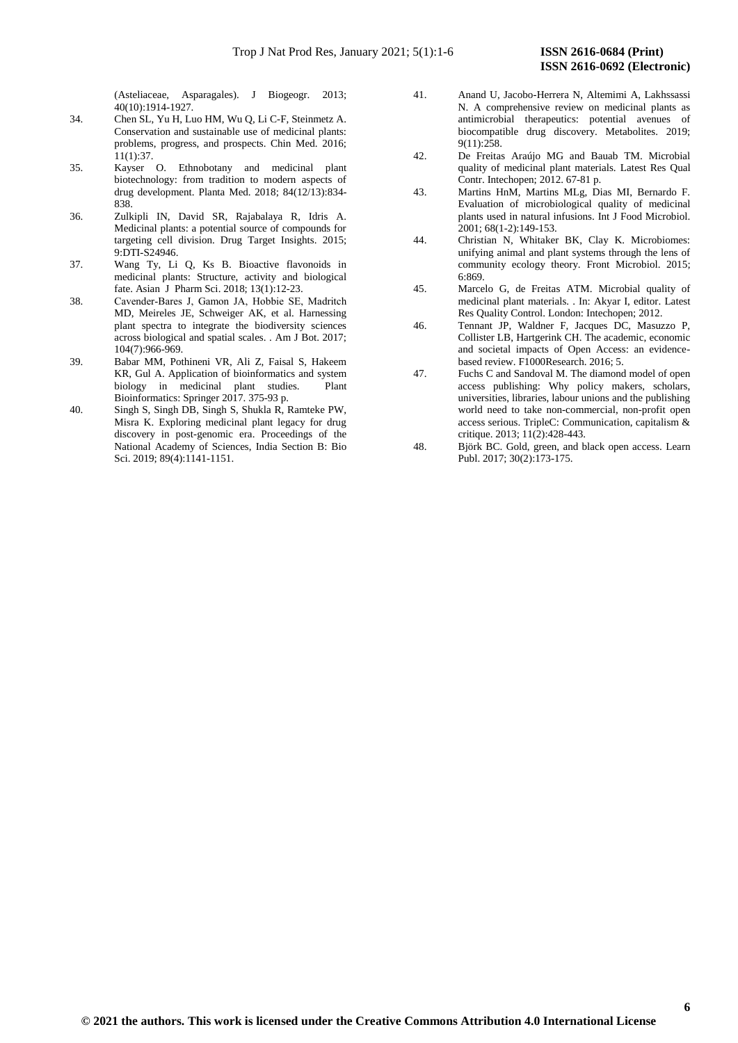(Asteliaceae, Asparagales). J Biogeogr. 2013; 40(10):1914-1927.

34. Chen SL, Yu H, Luo HM, Wu Q, Li C-F, Steinmetz A. Conservation and sustainable use of medicinal plants: problems, progress, and prospects. Chin Med. 2016; 11(1):37.
35. Kayser O. Ethnobotany and medicinal plant biotechnology: from tradition to modern aspects of drug development. Planta Med. 2018; 84(12/13):834-838.
36. Zulkipli IN, David SR, Rajabalaya R, Idris A. Medicinal plants: a potential source of compounds for targeting cell division. Drug Target Insights. 2015; 9:DTI-S24946.
37. Wang Ty, Li Q, Ks B. Bioactive flavonoids in medicinal plants: Structure, activity and biological fate. Asian J Pharm Sci. 2018; 13(1):12-23.
38. Cavender-Bares J, Gamon JA, Hobbie SE, Madritch MD, Meireles JE, Schweiger AK, et al. Harnessing plant spectra to integrate the biodiversity sciences across biological and spatial scales. . Am J Bot. 2017; 104(7):966-969.
39. Babar MM, Pothineni VR, Ali Z, Faisal S, Hakeem KR, Gul A. Application of bioinformatics and system biology in medicinal plant studies. Plant Bioinformatics: Springer 2017. 375-93 p.
40. Singh S, Singh DB, Singh S, Shukla R, Ramteke PW, Misra K. Exploring medicinal plant legacy for drug discovery in post-genomic era. Proceedings of the National Academy of Sciences, India Section B: Bio Sci. 2019; 89(4):1141-1151.
41. Anand U, Jacobo-Herrera N, Altemimi A, Lakhssassi N. A comprehensive review on medicinal plants as antimicrobial therapeutics: potential avenues of biocompatible drug discovery. Metabolites. 2019; 9(11):258.
42. De Freitas Araújo MG and Bauab TM. Microbial quality of medicinal plant materials. Latest Res Qual Contr. Intechopen; 2012. 67-81 p.
43. Martins HnM, Martins MLg, Dias MI, Bernardo F. Evaluation of microbiological quality of medicinal plants used in natural infusions. Int J Food Microbiol. 2001; 68(1-2):149-153.
44. Christian N, Whitaker BK, Clay K. Microbiomes: unifying animal and plant systems through the lens of community ecology theory. Front Microbiol. 2015; 6:869.
45. Marcelo G, de Freitas ATM. Microbial quality of medicinal plant materials. . In: Akyar I, editor. Latest Res Quality Control. London: Intechopen; 2012.
46. Tennant JP, Waldner F, Jacques DC, Masuzzo P, Collister LB, Hartgerink CH. The academic, economic and societal impacts of Open Access: an evidence-based review. F1000Research. 2016; 5.
47. Fuchs C and Sandoval M. The diamond model of open access publishing: Why policy makers, scholars, universities, libraries, labour unions and the publishing world need to take non-commercial, non-profit open access serious. TripleC: Communication, capitalism & critique. 2013; 11(2):428-443.
48. Björk BC. Gold, green, and black open access. Learn Publ. 2017; 30(2):173-175.